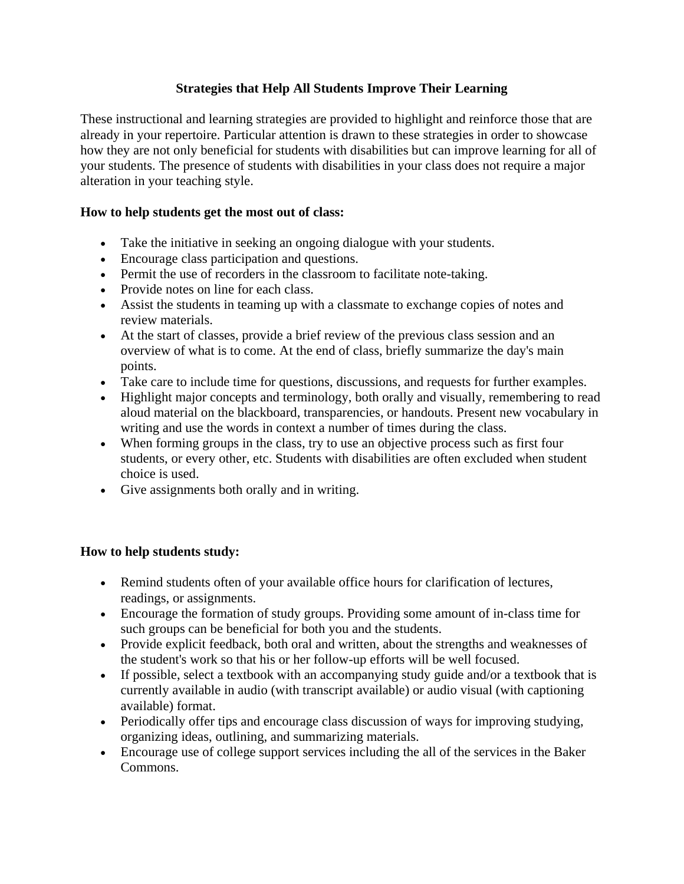# Strategies that Help All Students Improve Their Learning

These instructional and learning strategies are provided to highlight and reinforce those that are already in your repertoire. Particular attention is drawn to these strategies in order to showcase how they are not only beneficial for students with disabilities but can improve learning for all of your students. The presence of students with disabilities in your class does not require a major alteration in your teaching style.

**How to help students get the most out of class:**

- Take the initiative in seeking an ongoing dialogue with your students.
- Encourage class participation and questions.
- Permit the use of recorders in the classroom to facilitate note-taking.
- Provide notes on line for each class.
- Assist the students in teaming up with a classmate to exchange copies of notes and review materials.
- At the start of classes, provide a brief review of the previous class session and an overview of what is to come. At the end of class, briefly summarize the day's main points.
- Take care to include time for questions, discussions, and requests for further examples.
- Highlight major concepts and terminology, both orally and visually, remembering to read aloud material on the blackboard, transparencies, or handouts. Present new vocabulary in writing and use the words in context a number of times during the class.
- When forming groups in the class, try to use an objective process such as first four students, or every other, etc. Students with disabilities are often excluded when student choice is used.
- Give assignments both orally and in writing.

**How to help students study:**

- Remind students often of your available office hours for clarification of lectures, readings, or assignments.
- Encourage the formation of study groups. Providing some amount of in-class time for such groups can be beneficial for both you and the students.
- Provide explicit feedback, both oral and written, about the strengths and weaknesses of the student's work so that his or her follow-up efforts will be well focused.
- If possible, select a textbook with an accompanying study guide and/or a textbook that is currently available in audio (with transcript available) or audio visual (with captioning available) format.
- Periodically offer tips and encourage class discussion of ways for improving studying, organizing ideas, outlining, and summarizing materials.
- Encourage use of college support services including the all of the services in the Baker Commons.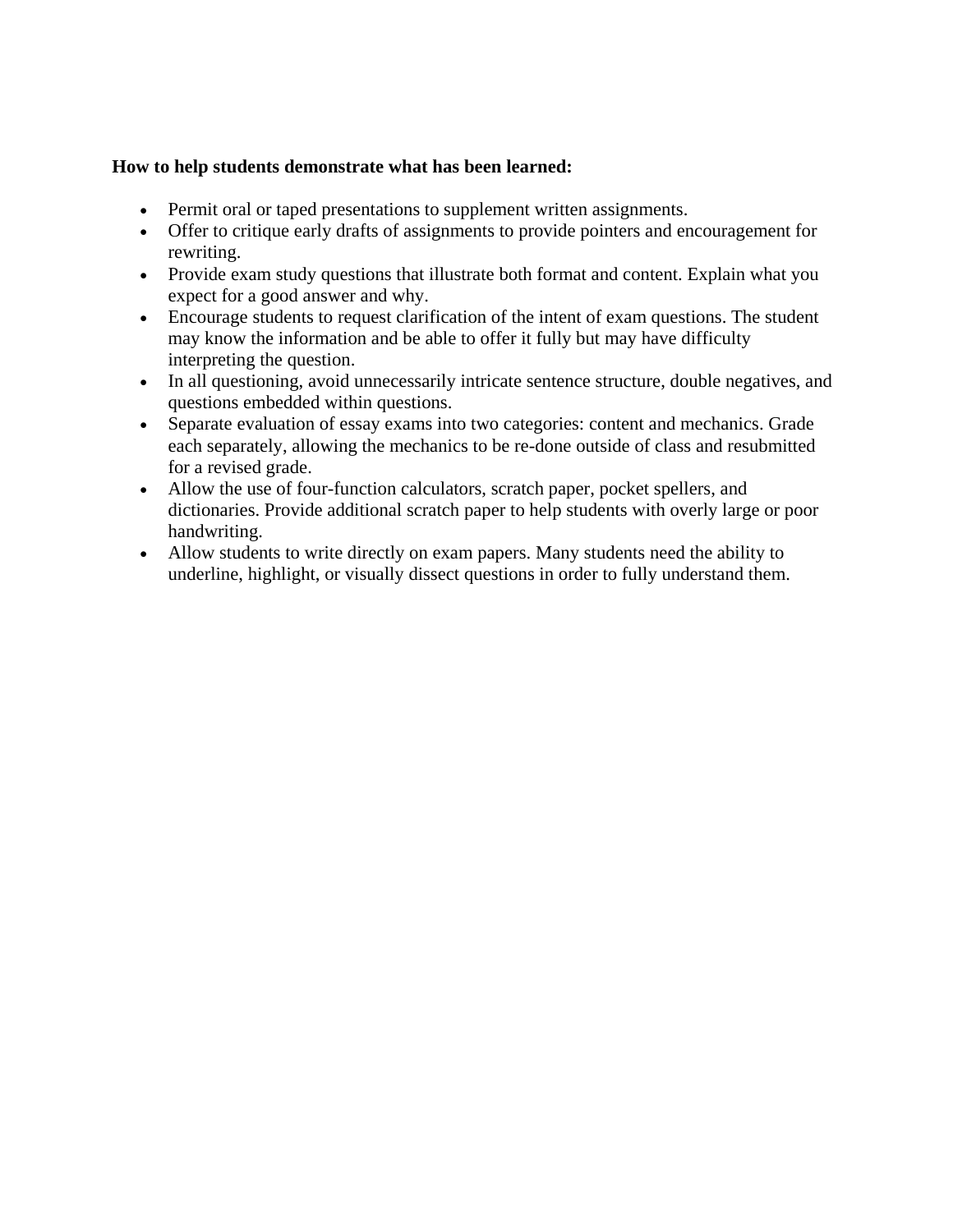**How to help students demonstrate what has been learned:**

- Permit oral or taped presentations to supplement written assignments.
- Offer to critique early drafts of assignments to provide pointers and encouragement for rewriting.
- Provide exam study questions that illustrate both format and content. Explain what you expect for a good answer and why.
- Encourage students to request clarification of the intent of exam questions. The student may know the information and be able to offer it fully but may have difficulty interpreting the question.
- In all questioning, avoid unnecessarily intricate sentence structure, double negatives, and questions embedded within questions.
- Separate evaluation of essay exams into two categories: content and mechanics. Grade each separately, allowing the mechanics to be re-done outside of class and resubmitted for a revised grade.
- Allow the use of four-function calculators, scratch paper, pocket spellers, and dictionaries. Provide additional scratch paper to help students with overly large or poor handwriting.
- Allow students to write directly on exam papers. Many students need the ability to underline, highlight, or visually dissect questions in order to fully understand them.